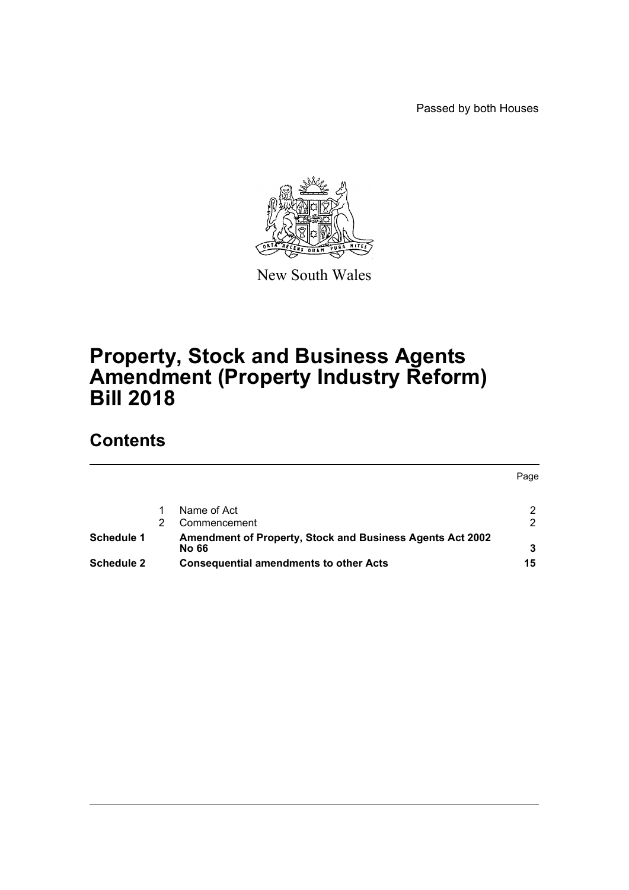Passed by both Houses

New South Wales

# Property, Stock and Business Agents Amendment (Property Industry Reform) Bill 2018

## Contents

| | | | Page |
|---|---|---|---|
| | 1 | Name of Act | 2 |
| | 2 | Commencement | 2 |
| **Schedule 1** | | **Amendment of Property, Stock and Business Agents Act 2002 No 66** | **3** |
| **Schedule 2** | | **Consequential amendments to other Acts** | **15** |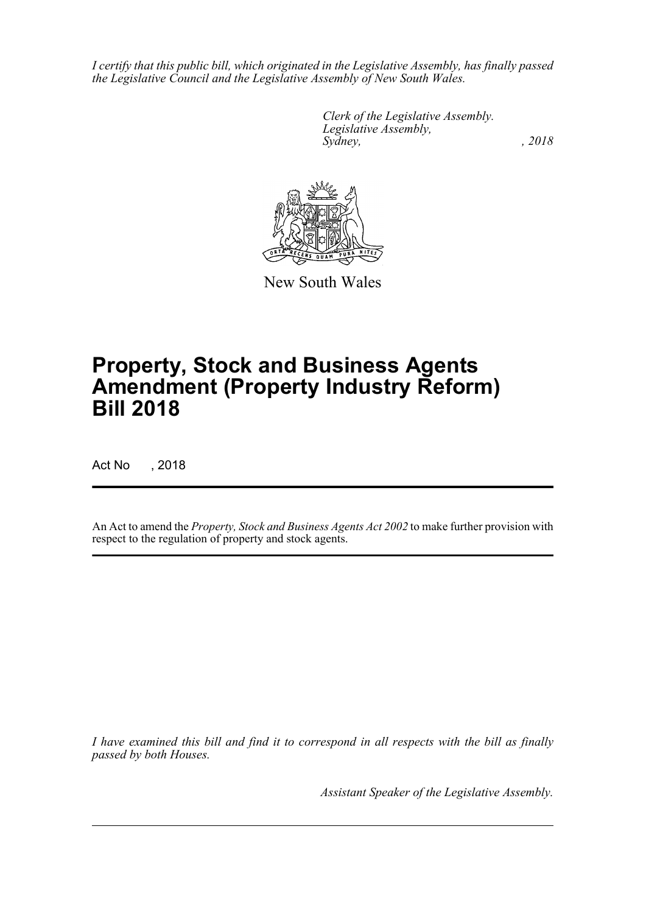*I certify that this public bill, which originated in the Legislative Assembly, has finally passed the Legislative Council and the Legislative Assembly of New South Wales.*

*Clerk of the Legislative Assembly.*
*Legislative Assembly,*
*Sydney, , 2018*

New South Wales

# Property, Stock and Business Agents Amendment (Property Industry Reform) Bill 2018

Act No , 2018

An Act to amend the *Property, Stock and Business Agents Act 2002* to make further provision with respect to the regulation of property and stock agents.

*I have examined this bill and find it to correspond in all respects with the bill as finally passed by both Houses.*

*Assistant Speaker of the Legislative Assembly.*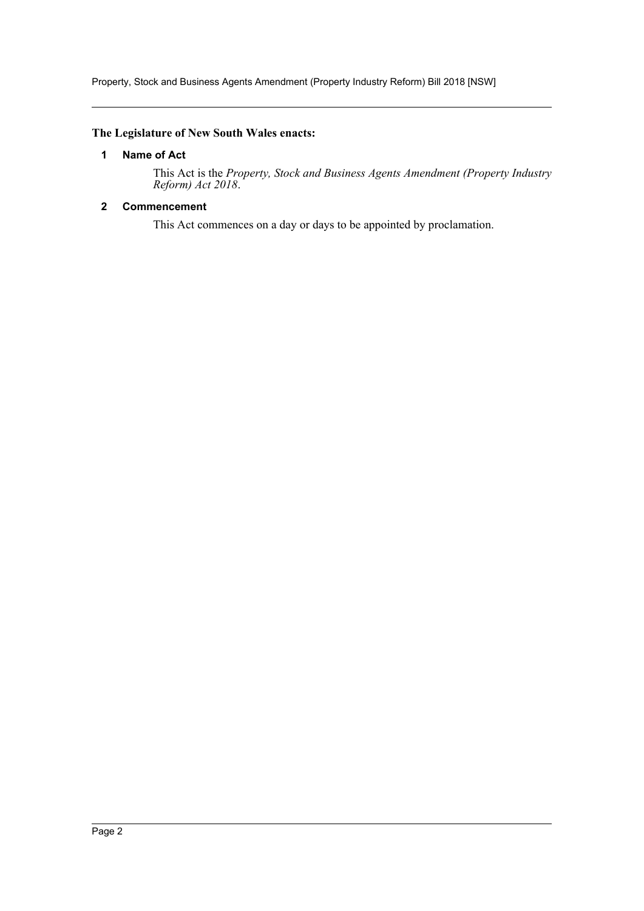**The Legislature of New South Wales enacts:**

### 1 Name of Act

This Act is the *Property, Stock and Business Agents Amendment (Property Industry Reform) Act 2018*.

### 2 Commencement

This Act commences on a day or days to be appointed by proclamation.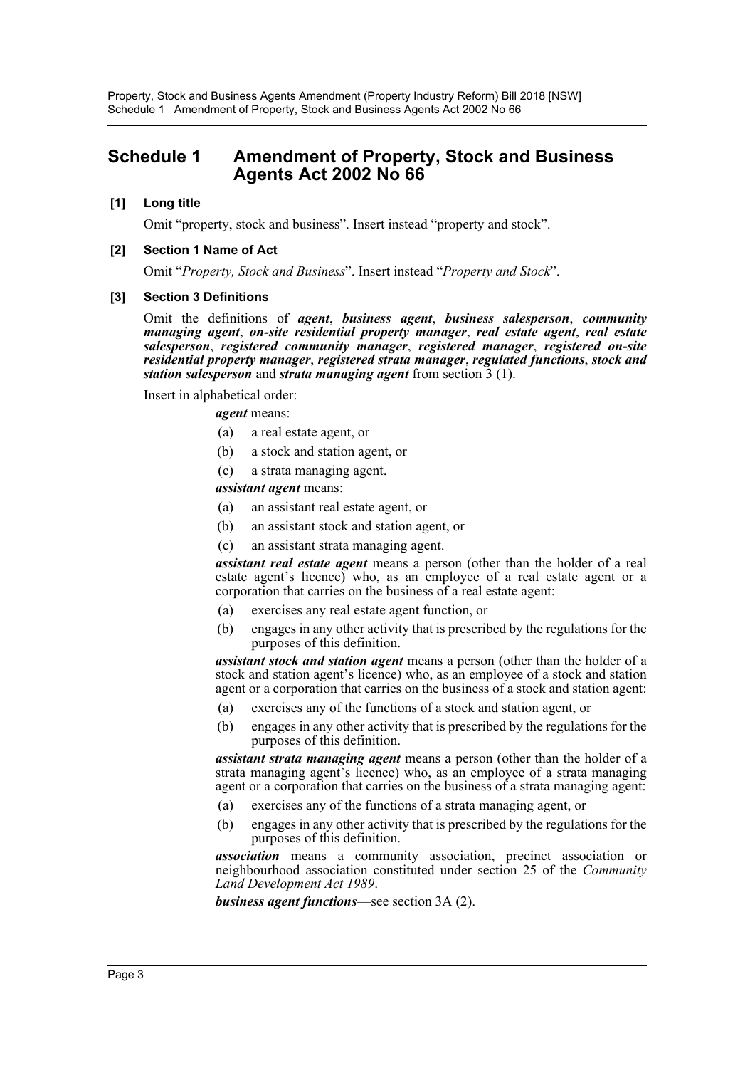# Schedule 1 Amendment of Property, Stock and Business Agents Act 2002 No 66

**[1] Long title**

Omit "property, stock and business". Insert instead "property and stock".

**[2] Section 1 Name of Act**

Omit "*Property, Stock and Business*". Insert instead "*Property and Stock*".

**[3] Section 3 Definitions**

Omit the definitions of ***agent***, ***business agent***, ***business salesperson***, ***community managing agent***, ***on-site residential property manager***, ***real estate agent***, ***real estate salesperson***, ***registered community manager***, ***registered manager***, ***registered on-site residential property manager***, ***registered strata manager***, ***regulated functions***, ***stock and station salesperson*** and ***strata managing agent*** from section 3 (1).

Insert in alphabetical order:

***agent*** means:

(a) a real estate agent, or

(b) a stock and station agent, or

(c) a strata managing agent.

***assistant agent*** means:

(a) an assistant real estate agent, or

(b) an assistant stock and station agent, or

(c) an assistant strata managing agent.

***assistant real estate agent*** means a person (other than the holder of a real estate agent's licence) who, as an employee of a real estate agent or a corporation that carries on the business of a real estate agent:

(a) exercises any real estate agent function, or

(b) engages in any other activity that is prescribed by the regulations for the purposes of this definition.

***assistant stock and station agent*** means a person (other than the holder of a stock and station agent's licence) who, as an employee of a stock and station agent or a corporation that carries on the business of a stock and station agent:

(a) exercises any of the functions of a stock and station agent, or

(b) engages in any other activity that is prescribed by the regulations for the purposes of this definition.

***assistant strata managing agent*** means a person (other than the holder of a strata managing agent's licence) who, as an employee of a strata managing agent or a corporation that carries on the business of a strata managing agent:

(a) exercises any of the functions of a strata managing agent, or

(b) engages in any other activity that is prescribed by the regulations for the purposes of this definition.

***association*** means a community association, precinct association or neighbourhood association constituted under section 25 of the *Community Land Development Act 1989*.

***business agent functions***—see section 3A (2).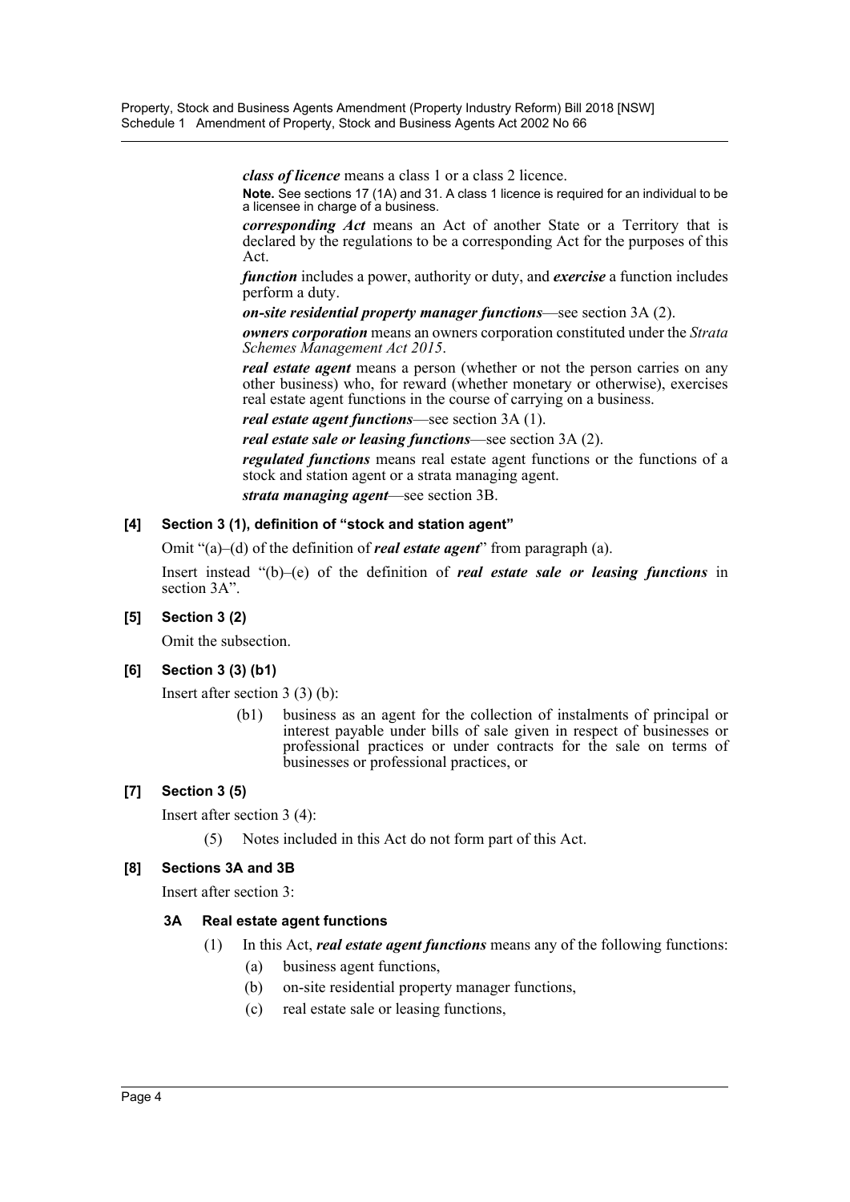***class of licence*** means a class 1 or a class 2 licence.

**Note.** See sections 17 (1A) and 31. A class 1 licence is required for an individual to be a licensee in charge of a business.

***corresponding Act*** means an Act of another State or a Territory that is declared by the regulations to be a corresponding Act for the purposes of this Act.

***function*** includes a power, authority or duty, and ***exercise*** a function includes perform a duty.

***on-site residential property manager functions***—see section 3A (2).

***owners corporation*** means an owners corporation constituted under the *Strata Schemes Management Act 2015*.

***real estate agent*** means a person (whether or not the person carries on any other business) who, for reward (whether monetary or otherwise), exercises real estate agent functions in the course of carrying on a business.

***real estate agent functions***—see section 3A (1).

***real estate sale or leasing functions***—see section 3A (2).

***regulated functions*** means real estate agent functions or the functions of a stock and station agent or a strata managing agent.

***strata managing agent***—see section 3B.

**[4] Section 3 (1), definition of "stock and station agent"**

Omit "(a)–(d) of the definition of ***real estate agent***" from paragraph (a).

Insert instead "(b)–(e) of the definition of ***real estate sale or leasing functions*** in section 3A".

**[5] Section 3 (2)**

Omit the subsection.

**[6] Section 3 (3) (b1)**

Insert after section 3 (3) (b):

(b1) business as an agent for the collection of instalments of principal or interest payable under bills of sale given in respect of businesses or professional practices or under contracts for the sale on terms of businesses or professional practices, or

**[7] Section 3 (5)**

Insert after section 3 (4):

(5) Notes included in this Act do not form part of this Act.

**[8] Sections 3A and 3B**

Insert after section 3:

**3A Real estate agent functions**

(1) In this Act, ***real estate agent functions*** means any of the following functions:

(a) business agent functions,

(b) on-site residential property manager functions,

(c) real estate sale or leasing functions,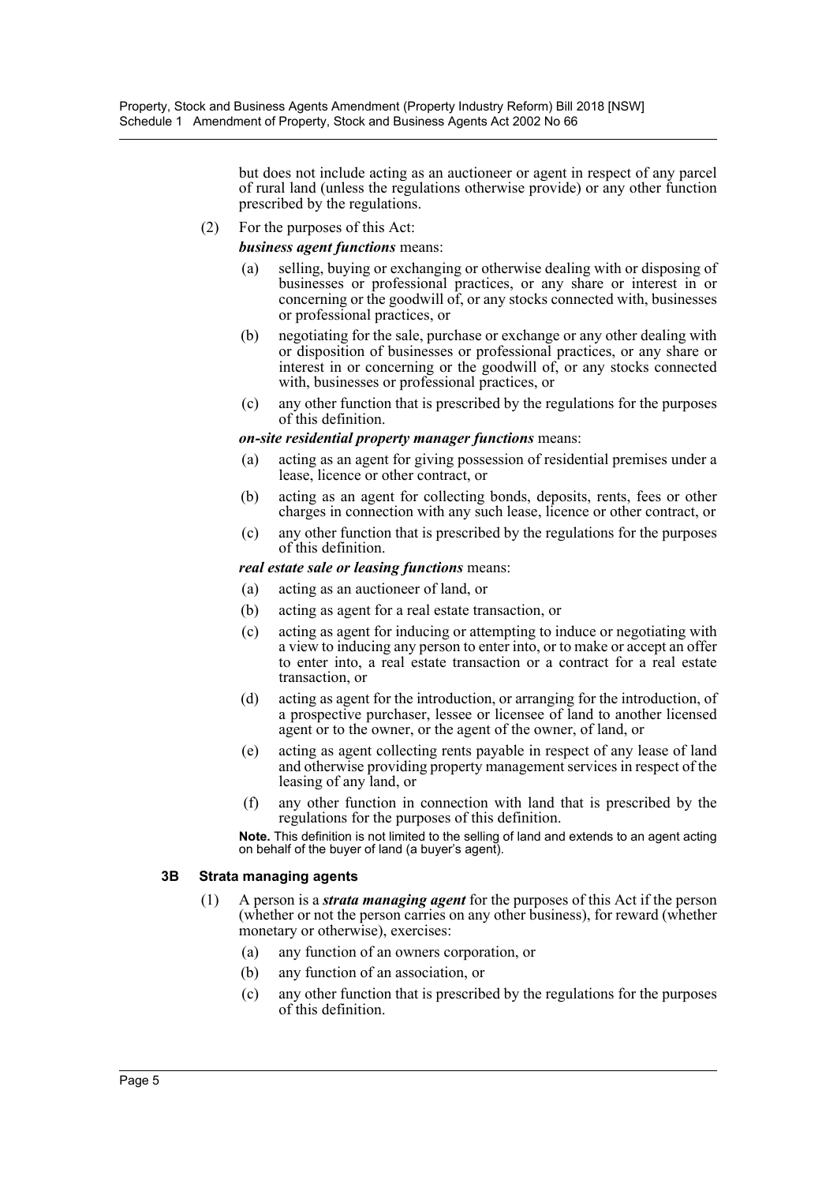but does not include acting as an auctioneer or agent in respect of any parcel of rural land (unless the regulations otherwise provide) or any other function prescribed by the regulations.

(2) For the purposes of this Act:

***business agent functions*** means:

(a) selling, buying or exchanging or otherwise dealing with or disposing of businesses or professional practices, or any share or interest in or concerning or the goodwill of, or any stocks connected with, businesses or professional practices, or

(b) negotiating for the sale, purchase or exchange or any other dealing with or disposition of businesses or professional practices, or any share or interest in or concerning or the goodwill of, or any stocks connected with, businesses or professional practices, or

(c) any other function that is prescribed by the regulations for the purposes of this definition.

***on-site residential property manager functions*** means:

(a) acting as an agent for giving possession of residential premises under a lease, licence or other contract, or

(b) acting as an agent for collecting bonds, deposits, rents, fees or other charges in connection with any such lease, licence or other contract, or

(c) any other function that is prescribed by the regulations for the purposes of this definition.

***real estate sale or leasing functions*** means:

(a) acting as an auctioneer of land, or

(b) acting as agent for a real estate transaction, or

(c) acting as agent for inducing or attempting to induce or negotiating with a view to inducing any person to enter into, or to make or accept an offer to enter into, a real estate transaction or a contract for a real estate transaction, or

(d) acting as agent for the introduction, or arranging for the introduction, of a prospective purchaser, lessee or licensee of land to another licensed agent or to the owner, or the agent of the owner, of land, or

(e) acting as agent collecting rents payable in respect of any lease of land and otherwise providing property management services in respect of the leasing of any land, or

(f) any other function in connection with land that is prescribed by the regulations for the purposes of this definition.

**Note.** This definition is not limited to the selling of land and extends to an agent acting on behalf of the buyer of land (a buyer's agent).

### 3B Strata managing agents

(1) A person is a ***strata managing agent*** for the purposes of this Act if the person (whether or not the person carries on any other business), for reward (whether monetary or otherwise), exercises:

(a) any function of an owners corporation, or

(b) any function of an association, or

(c) any other function that is prescribed by the regulations for the purposes of this definition.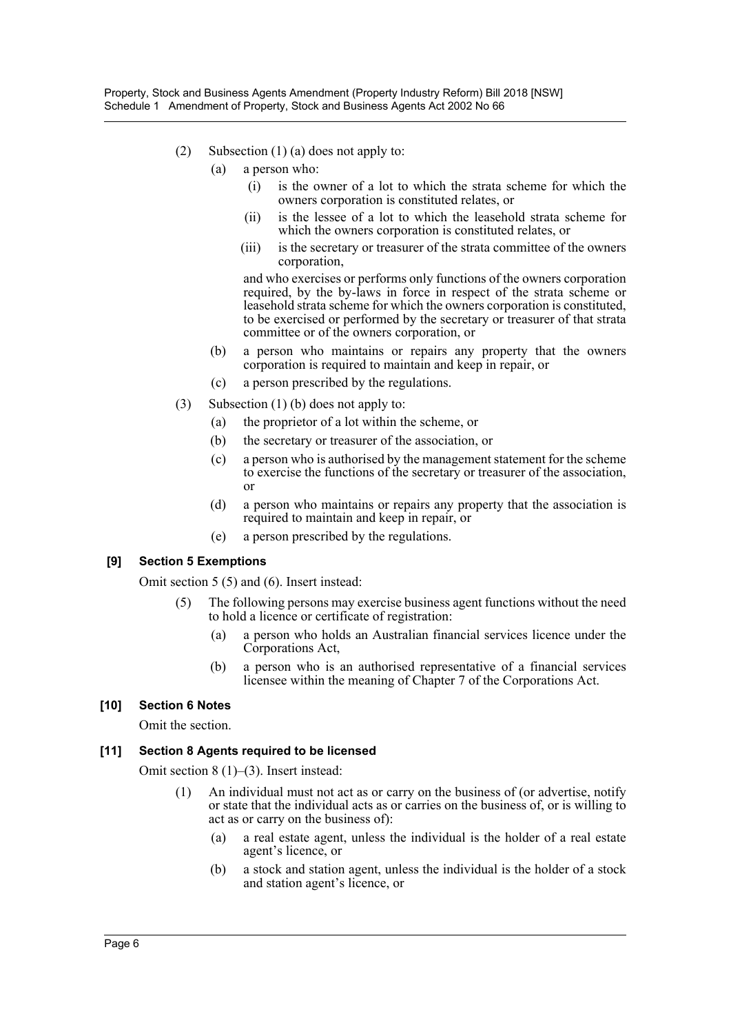(2) Subsection (1) (a) does not apply to:

(a) a person who:

(i) is the owner of a lot to which the strata scheme for which the owners corporation is constituted relates, or

(ii) is the lessee of a lot to which the leasehold strata scheme for which the owners corporation is constituted relates, or

(iii) is the secretary or treasurer of the strata committee of the owners corporation,

and who exercises or performs only functions of the owners corporation required, by the by-laws in force in respect of the strata scheme or leasehold strata scheme for which the owners corporation is constituted, to be exercised or performed by the secretary or treasurer of that strata committee or of the owners corporation, or

(b) a person who maintains or repairs any property that the owners corporation is required to maintain and keep in repair, or

(c) a person prescribed by the regulations.

(3) Subsection (1) (b) does not apply to:

(a) the proprietor of a lot within the scheme, or

(b) the secretary or treasurer of the association, or

(c) a person who is authorised by the management statement for the scheme to exercise the functions of the secretary or treasurer of the association, or

(d) a person who maintains or repairs any property that the association is required to maintain and keep in repair, or

(e) a person prescribed by the regulations.

**[9] Section 5 Exemptions**

Omit section 5 (5) and (6). Insert instead:

(5) The following persons may exercise business agent functions without the need to hold a licence or certificate of registration:

(a) a person who holds an Australian financial services licence under the Corporations Act,

(b) a person who is an authorised representative of a financial services licensee within the meaning of Chapter 7 of the Corporations Act.

**[10] Section 6 Notes**

Omit the section.

**[11] Section 8 Agents required to be licensed**

Omit section 8 (1)–(3). Insert instead:

(1) An individual must not act as or carry on the business of (or advertise, notify or state that the individual acts as or carries on the business of, or is willing to act as or carry on the business of):

(a) a real estate agent, unless the individual is the holder of a real estate agent's licence, or

(b) a stock and station agent, unless the individual is the holder of a stock and station agent's licence, or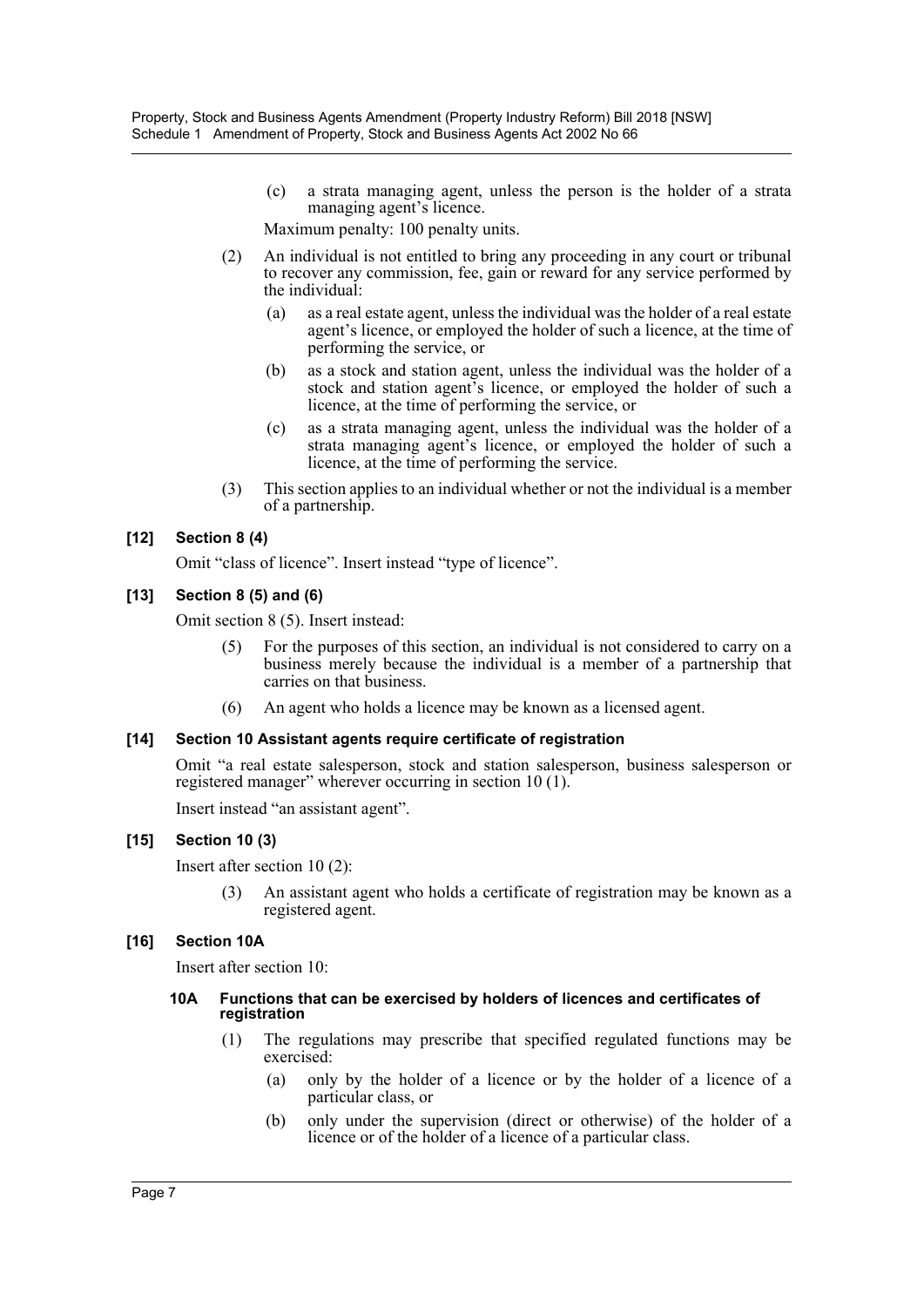(c) a strata managing agent, unless the person is the holder of a strata managing agent's licence.

Maximum penalty: 100 penalty units.

(2) An individual is not entitled to bring any proceeding in any court or tribunal to recover any commission, fee, gain or reward for any service performed by the individual:

(a) as a real estate agent, unless the individual was the holder of a real estate agent's licence, or employed the holder of such a licence, at the time of performing the service, or

(b) as a stock and station agent, unless the individual was the holder of a stock and station agent's licence, or employed the holder of such a licence, at the time of performing the service, or

(c) as a strata managing agent, unless the individual was the holder of a strata managing agent's licence, or employed the holder of such a licence, at the time of performing the service.

(3) This section applies to an individual whether or not the individual is a member of a partnership.

### [12] Section 8 (4)

Omit "class of licence". Insert instead "type of licence".

### [13] Section 8 (5) and (6)

Omit section 8 (5). Insert instead:

(5) For the purposes of this section, an individual is not considered to carry on a business merely because the individual is a member of a partnership that carries on that business.

(6) An agent who holds a licence may be known as a licensed agent.

### [14] Section 10 Assistant agents require certificate of registration

Omit "a real estate salesperson, stock and station salesperson, business salesperson or registered manager" wherever occurring in section 10 (1).

Insert instead "an assistant agent".

### [15] Section 10 (3)

Insert after section 10 (2):

(3) An assistant agent who holds a certificate of registration may be known as a registered agent.

### [16] Section 10A

Insert after section 10:

#### 10A Functions that can be exercised by holders of licences and certificates of registration

(1) The regulations may prescribe that specified regulated functions may be exercised:

(a) only by the holder of a licence or by the holder of a licence of a particular class, or

(b) only under the supervision (direct or otherwise) of the holder of a licence or of the holder of a licence of a particular class.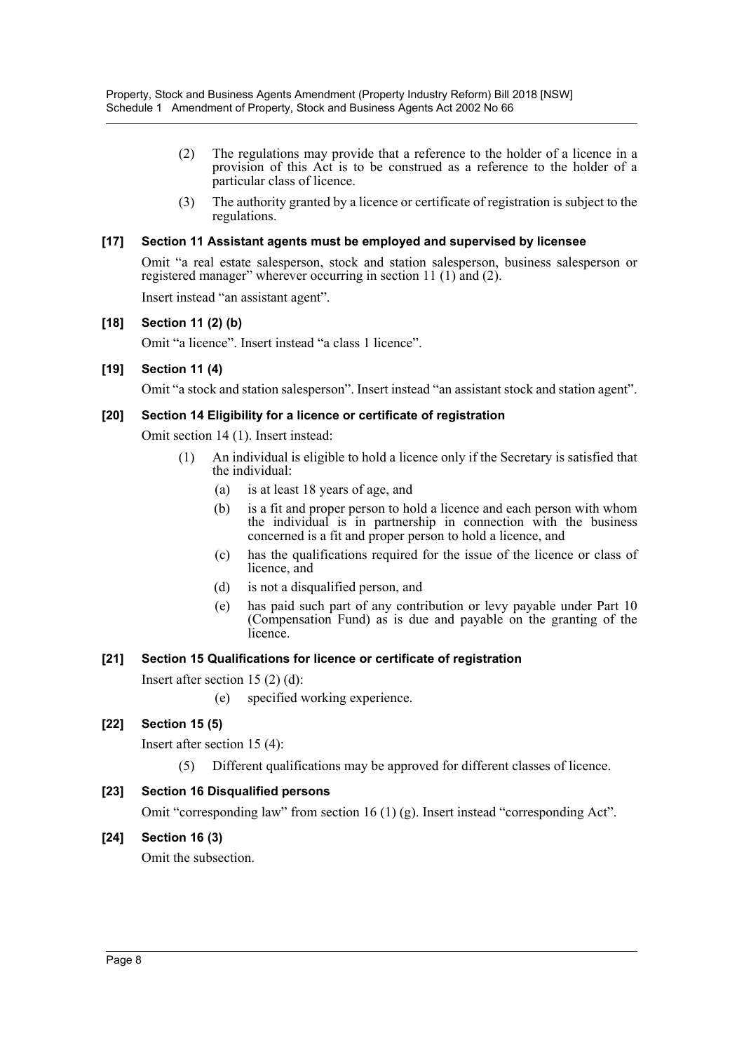(2) The regulations may provide that a reference to the holder of a licence in a provision of this Act is to be construed as a reference to the holder of a particular class of licence.

(3) The authority granted by a licence or certificate of registration is subject to the regulations.

**[17] Section 11 Assistant agents must be employed and supervised by licensee**

Omit "a real estate salesperson, stock and station salesperson, business salesperson or registered manager" wherever occurring in section 11 (1) and (2).

Insert instead "an assistant agent".

**[18] Section 11 (2) (b)**

Omit "a licence". Insert instead "a class 1 licence".

**[19] Section 11 (4)**

Omit "a stock and station salesperson". Insert instead "an assistant stock and station agent".

**[20] Section 14 Eligibility for a licence or certificate of registration**

Omit section 14 (1). Insert instead:

(1) An individual is eligible to hold a licence only if the Secretary is satisfied that the individual:

- (a) is at least 18 years of age, and
- (b) is a fit and proper person to hold a licence and each person with whom the individual is in partnership in connection with the business concerned is a fit and proper person to hold a licence, and
- (c) has the qualifications required for the issue of the licence or class of licence, and
- (d) is not a disqualified person, and
- (e) has paid such part of any contribution or levy payable under Part 10 (Compensation Fund) as is due and payable on the granting of the licence.

**[21] Section 15 Qualifications for licence or certificate of registration**

Insert after section 15 (2) (d):

- (e) specified working experience.

**[22] Section 15 (5)**

Insert after section 15 (4):

(5) Different qualifications may be approved for different classes of licence.

**[23] Section 16 Disqualified persons**

Omit "corresponding law" from section 16 (1) (g). Insert instead "corresponding Act".

**[24] Section 16 (3)**

Omit the subsection.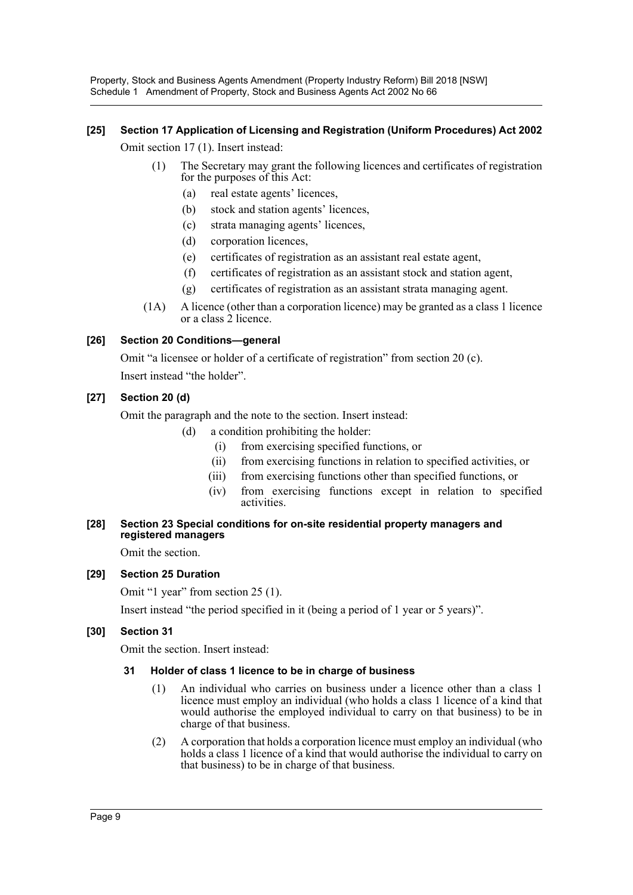**[25] Section 17 Application of Licensing and Registration (Uniform Procedures) Act 2002**

Omit section 17 (1). Insert instead:

(1) The Secretary may grant the following licences and certificates of registration for the purposes of this Act:

- (a) real estate agents' licences,
- (b) stock and station agents' licences,
- (c) strata managing agents' licences,
- (d) corporation licences,
- (e) certificates of registration as an assistant real estate agent,
- (f) certificates of registration as an assistant stock and station agent,
- (g) certificates of registration as an assistant strata managing agent.

(1A) A licence (other than a corporation licence) may be granted as a class 1 licence or a class 2 licence.

**[26] Section 20 Conditions—general**

Omit "a licensee or holder of a certificate of registration" from section 20 (c).

Insert instead "the holder".

**[27] Section 20 (d)**

Omit the paragraph and the note to the section. Insert instead:

- (d) a condition prohibiting the holder:
  - (i) from exercising specified functions, or
  - (ii) from exercising functions in relation to specified activities, or
  - (iii) from exercising functions other than specified functions, or
  - (iv) from exercising functions except in relation to specified activities.

**[28] Section 23 Special conditions for on-site residential property managers and registered managers**

Omit the section.

**[29] Section 25 Duration**

Omit "1 year" from section 25 (1).

Insert instead "the period specified in it (being a period of 1 year or 5 years)".

**[30] Section 31**

Omit the section. Insert instead:

**31 Holder of class 1 licence to be in charge of business**

(1) An individual who carries on business under a licence other than a class 1 licence must employ an individual (who holds a class 1 licence of a kind that would authorise the employed individual to carry on that business) to be in charge of that business.

(2) A corporation that holds a corporation licence must employ an individual (who holds a class 1 licence of a kind that would authorise the individual to carry on that business) to be in charge of that business.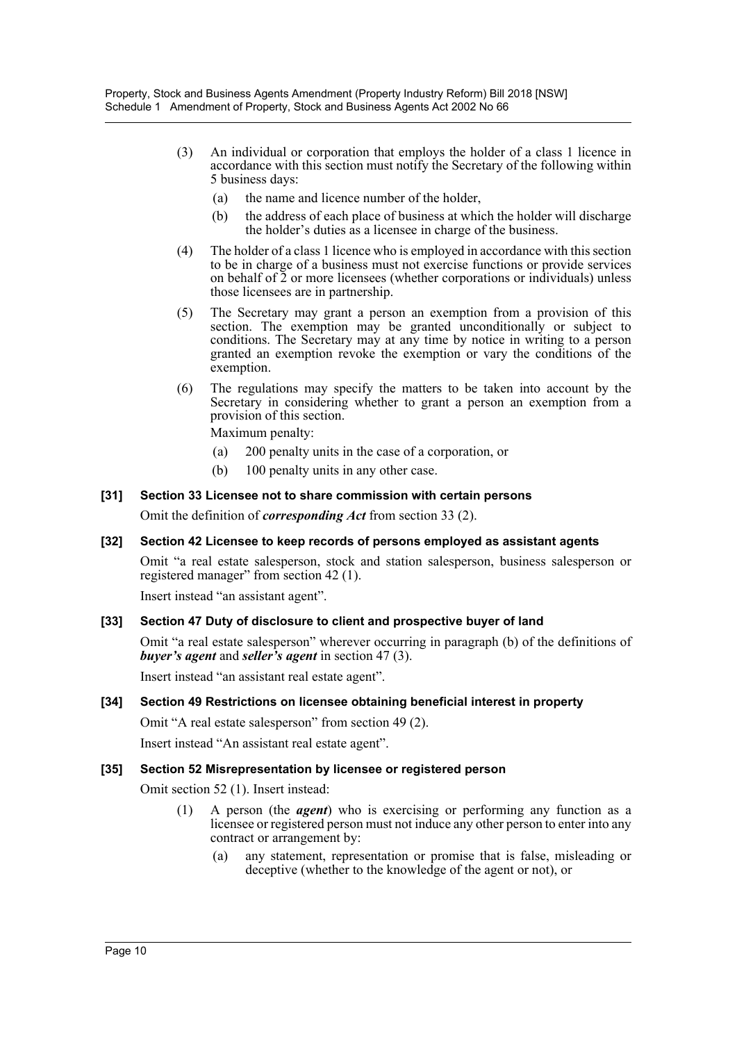(3) An individual or corporation that employs the holder of a class 1 licence in accordance with this section must notify the Secretary of the following within 5 business days:

(a) the name and licence number of the holder,

(b) the address of each place of business at which the holder will discharge the holder's duties as a licensee in charge of the business.

(4) The holder of a class 1 licence who is employed in accordance with this section to be in charge of a business must not exercise functions or provide services on behalf of 2 or more licensees (whether corporations or individuals) unless those licensees are in partnership.

(5) The Secretary may grant a person an exemption from a provision of this section. The exemption may be granted unconditionally or subject to conditions. The Secretary may at any time by notice in writing to a person granted an exemption revoke the exemption or vary the conditions of the exemption.

(6) The regulations may specify the matters to be taken into account by the Secretary in considering whether to grant a person an exemption from a provision of this section.

Maximum penalty:

(a) 200 penalty units in the case of a corporation, or

(b) 100 penalty units in any other case.

**[31] Section 33 Licensee not to share commission with certain persons**

Omit the definition of ***corresponding Act*** from section 33 (2).

**[32] Section 42 Licensee to keep records of persons employed as assistant agents**

Omit "a real estate salesperson, stock and station salesperson, business salesperson or registered manager" from section 42 (1).

Insert instead "an assistant agent".

**[33] Section 47 Duty of disclosure to client and prospective buyer of land**

Omit "a real estate salesperson" wherever occurring in paragraph (b) of the definitions of ***buyer's agent*** and ***seller's agent*** in section 47 (3).

Insert instead "an assistant real estate agent".

**[34] Section 49 Restrictions on licensee obtaining beneficial interest in property**

Omit "A real estate salesperson" from section 49 (2).

Insert instead "An assistant real estate agent".

**[35] Section 52 Misrepresentation by licensee or registered person**

Omit section 52 (1). Insert instead:

(1) A person (the ***agent***) who is exercising or performing any function as a licensee or registered person must not induce any other person to enter into any contract or arrangement by:

(a) any statement, representation or promise that is false, misleading or deceptive (whether to the knowledge of the agent or not), or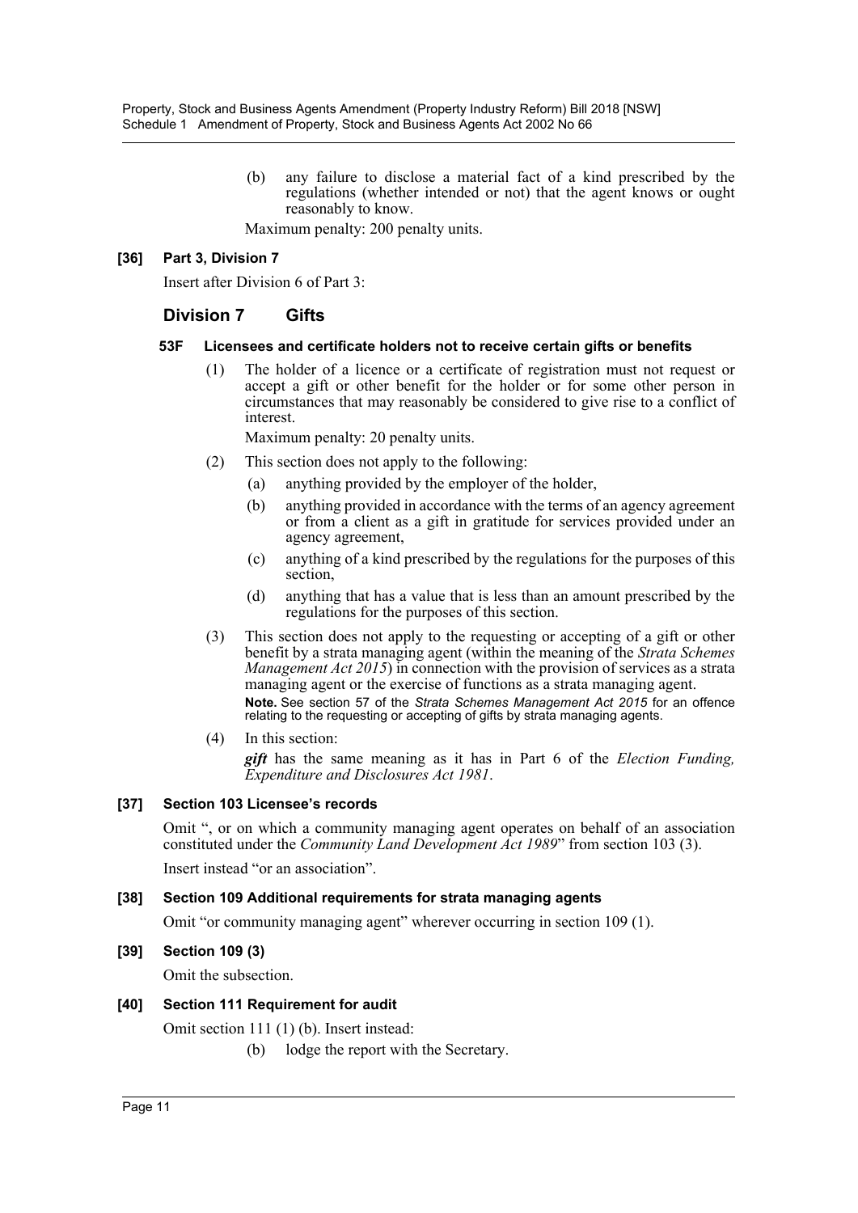(b) any failure to disclose a material fact of a kind prescribed by the regulations (whether intended or not) that the agent knows or ought reasonably to know.

Maximum penalty: 200 penalty units.

### [36] Part 3, Division 7

Insert after Division 6 of Part 3:

## Division 7 Gifts

### 53F Licensees and certificate holders not to receive certain gifts or benefits

(1) The holder of a licence or a certificate of registration must not request or accept a gift or other benefit for the holder or for some other person in circumstances that may reasonably be considered to give rise to a conflict of interest.

Maximum penalty: 20 penalty units.

(2) This section does not apply to the following:

(a) anything provided by the employer of the holder,

(b) anything provided in accordance with the terms of an agency agreement or from a client as a gift in gratitude for services provided under an agency agreement,

(c) anything of a kind prescribed by the regulations for the purposes of this section,

(d) anything that has a value that is less than an amount prescribed by the regulations for the purposes of this section.

(3) This section does not apply to the requesting or accepting of a gift or other benefit by a strata managing agent (within the meaning of the *Strata Schemes Management Act 2015*) in connection with the provision of services as a strata managing agent or the exercise of functions as a strata managing agent.

**Note.** See section 57 of the *Strata Schemes Management Act 2015* for an offence relating to the requesting or accepting of gifts by strata managing agents.

(4) In this section:

***gift*** has the same meaning as it has in Part 6 of the *Election Funding, Expenditure and Disclosures Act 1981*.

### [37] Section 103 Licensee's records

Omit ", or on which a community managing agent operates on behalf of an association constituted under the *Community Land Development Act 1989*" from section 103 (3).

Insert instead "or an association".

### [38] Section 109 Additional requirements for strata managing agents

Omit "or community managing agent" wherever occurring in section 109 (1).

### [39] Section 109 (3)

Omit the subsection.

### [40] Section 111 Requirement for audit

Omit section 111 (1) (b). Insert instead:

(b) lodge the report with the Secretary.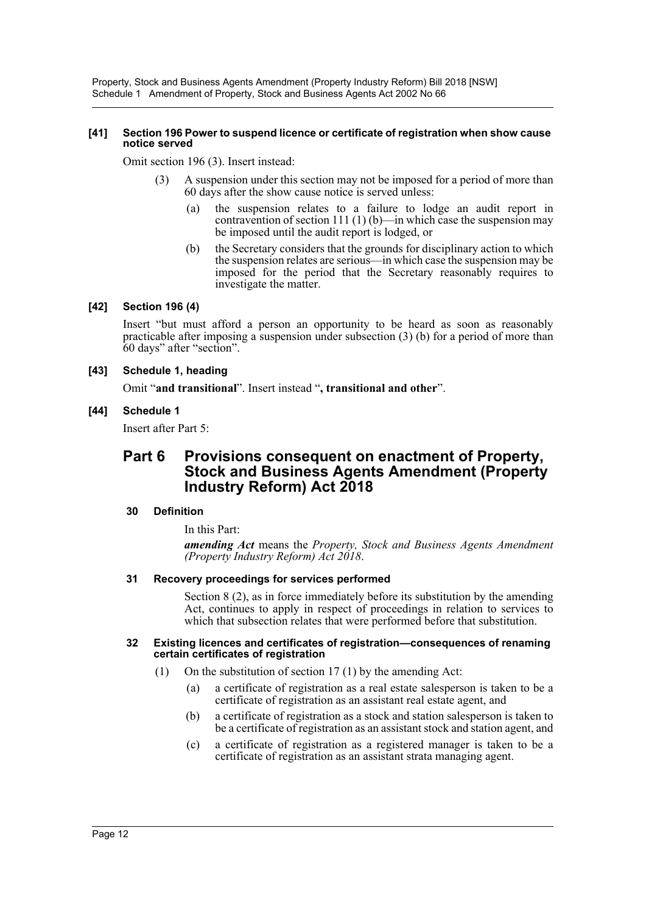**[41] Section 196 Power to suspend licence or certificate of registration when show cause notice served**

Omit section 196 (3). Insert instead:

(3) A suspension under this section may not be imposed for a period of more than 60 days after the show cause notice is served unless:

(a) the suspension relates to a failure to lodge an audit report in contravention of section 111 (1) (b)—in which case the suspension may be imposed until the audit report is lodged, or

(b) the Secretary considers that the grounds for disciplinary action to which the suspension relates are serious—in which case the suspension may be imposed for the period that the Secretary reasonably requires to investigate the matter.

**[42] Section 196 (4)**

Insert "but must afford a person an opportunity to be heard as soon as reasonably practicable after imposing a suspension under subsection (3) (b) for a period of more than 60 days" after "section".

**[43] Schedule 1, heading**

Omit "**and transitional**". Insert instead "**, transitional and other**".

**[44] Schedule 1**

Insert after Part 5:

## Part 6 Provisions consequent on enactment of Property, Stock and Business Agents Amendment (Property Industry Reform) Act 2018

**30 Definition**

In this Part:

***amending Act*** means the *Property, Stock and Business Agents Amendment (Property Industry Reform) Act 2018*.

**31 Recovery proceedings for services performed**

Section 8 (2), as in force immediately before its substitution by the amending Act, continues to apply in respect of proceedings in relation to services to which that subsection relates that were performed before that substitution.

**32 Existing licences and certificates of registration—consequences of renaming certain certificates of registration**

(1) On the substitution of section 17 (1) by the amending Act:

(a) a certificate of registration as a real estate salesperson is taken to be a certificate of registration as an assistant real estate agent, and

(b) a certificate of registration as a stock and station salesperson is taken to be a certificate of registration as an assistant stock and station agent, and

(c) a certificate of registration as a registered manager is taken to be a certificate of registration as an assistant strata managing agent.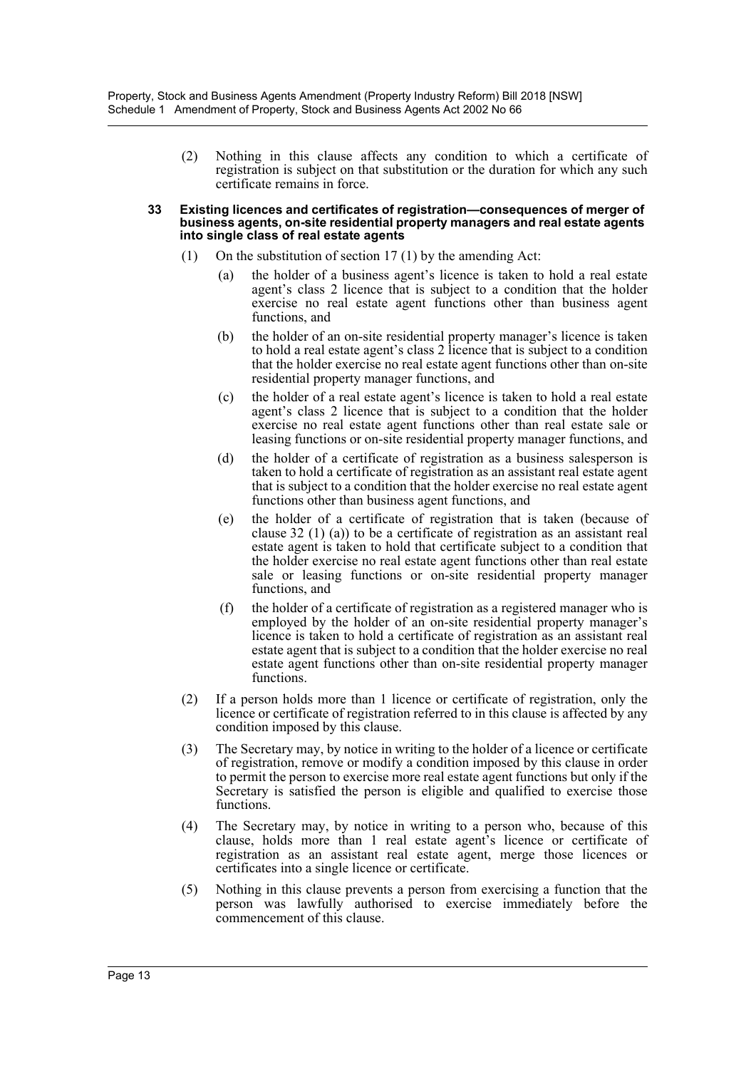(2) Nothing in this clause affects any condition to which a certificate of registration is subject on that substitution or the duration for which any such certificate remains in force.

**33 Existing licences and certificates of registration—consequences of merger of business agents, on-site residential property managers and real estate agents into single class of real estate agents**

(1) On the substitution of section 17 (1) by the amending Act:

(a) the holder of a business agent's licence is taken to hold a real estate agent's class 2 licence that is subject to a condition that the holder exercise no real estate agent functions other than business agent functions, and

(b) the holder of an on-site residential property manager's licence is taken to hold a real estate agent's class 2 licence that is subject to a condition that the holder exercise no real estate agent functions other than on-site residential property manager functions, and

(c) the holder of a real estate agent's licence is taken to hold a real estate agent's class 2 licence that is subject to a condition that the holder exercise no real estate agent functions other than real estate sale or leasing functions or on-site residential property manager functions, and

(d) the holder of a certificate of registration as a business salesperson is taken to hold a certificate of registration as an assistant real estate agent that is subject to a condition that the holder exercise no real estate agent functions other than business agent functions, and

(e) the holder of a certificate of registration that is taken (because of clause 32 (1) (a)) to be a certificate of registration as an assistant real estate agent is taken to hold that certificate subject to a condition that the holder exercise no real estate agent functions other than real estate sale or leasing functions or on-site residential property manager functions, and

(f) the holder of a certificate of registration as a registered manager who is employed by the holder of an on-site residential property manager's licence is taken to hold a certificate of registration as an assistant real estate agent that is subject to a condition that the holder exercise no real estate agent functions other than on-site residential property manager functions.

(2) If a person holds more than 1 licence or certificate of registration, only the licence or certificate of registration referred to in this clause is affected by any condition imposed by this clause.

(3) The Secretary may, by notice in writing to the holder of a licence or certificate of registration, remove or modify a condition imposed by this clause in order to permit the person to exercise more real estate agent functions but only if the Secretary is satisfied the person is eligible and qualified to exercise those functions.

(4) The Secretary may, by notice in writing to a person who, because of this clause, holds more than 1 real estate agent's licence or certificate of registration as an assistant real estate agent, merge those licences or certificates into a single licence or certificate.

(5) Nothing in this clause prevents a person from exercising a function that the person was lawfully authorised to exercise immediately before the commencement of this clause.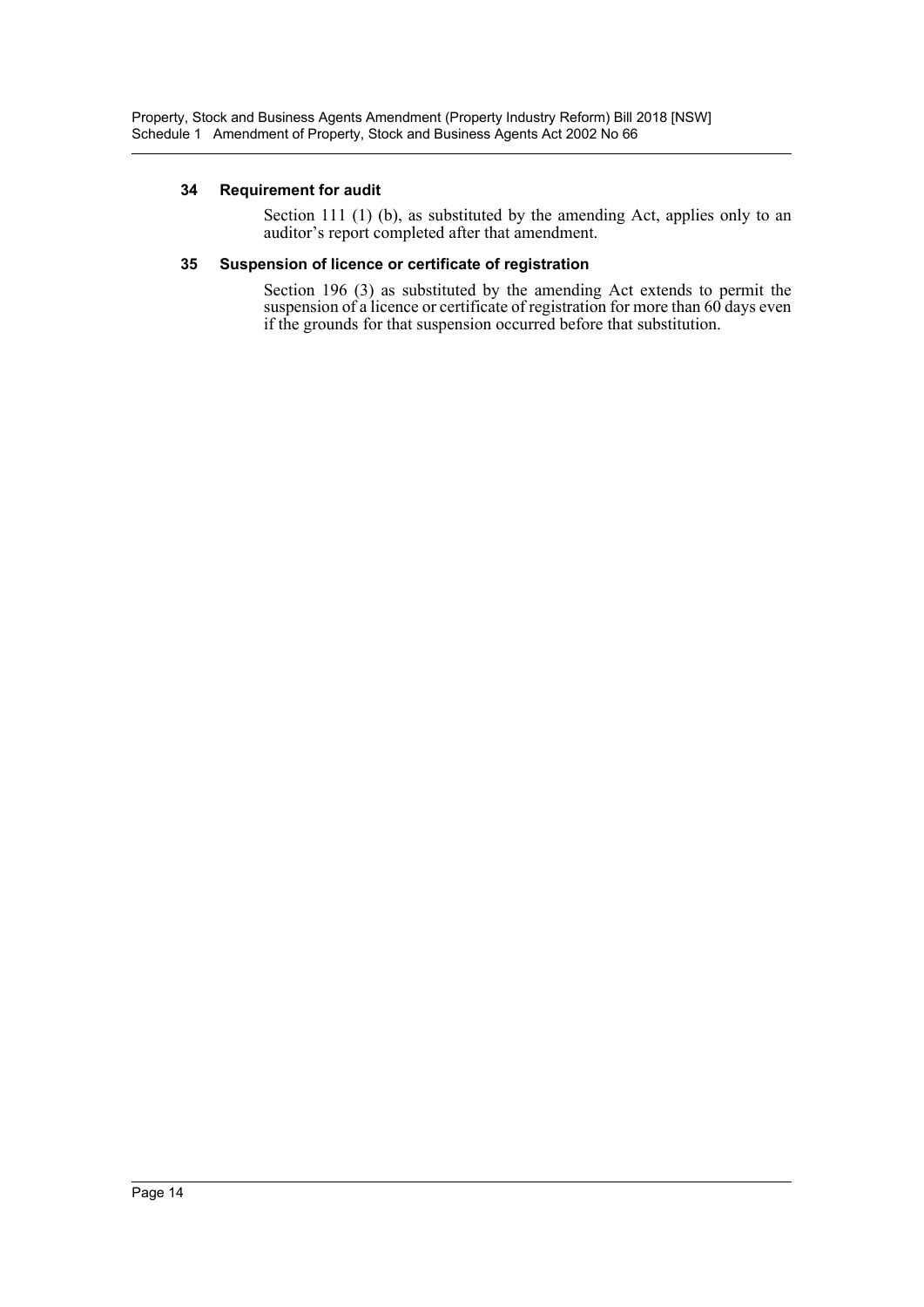### 34 Requirement for audit

Section 111 (1) (b), as substituted by the amending Act, applies only to an auditor's report completed after that amendment.

### 35 Suspension of licence or certificate of registration

Section 196 (3) as substituted by the amending Act extends to permit the suspension of a licence or certificate of registration for more than 60 days even if the grounds for that suspension occurred before that substitution.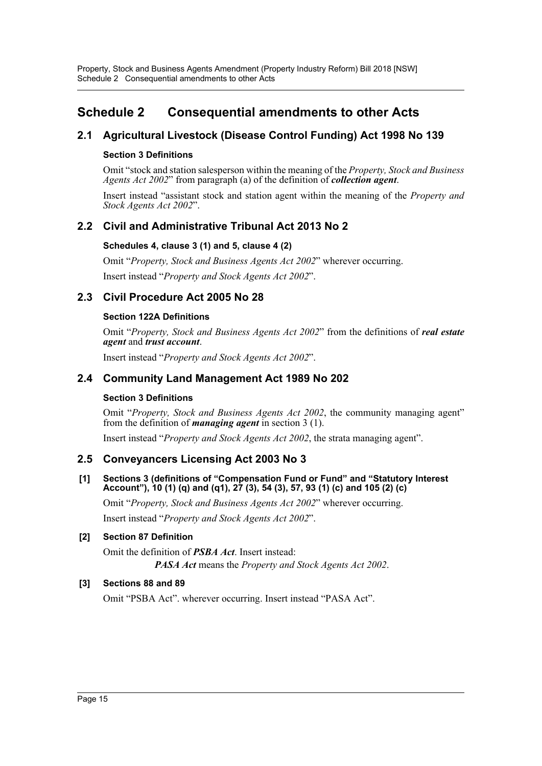# Schedule 2 Consequential amendments to other Acts

## 2.1 Agricultural Livestock (Disease Control Funding) Act 1998 No 139

### Section 3 Definitions

Omit "stock and station salesperson within the meaning of the *Property, Stock and Business Agents Act 2002*" from paragraph (a) of the definition of ***collection agent***.

Insert instead "assistant stock and station agent within the meaning of the *Property and Stock Agents Act 2002*".

## 2.2 Civil and Administrative Tribunal Act 2013 No 2

### Schedules 4, clause 3 (1) and 5, clause 4 (2)

Omit "*Property, Stock and Business Agents Act 2002*" wherever occurring.

Insert instead "*Property and Stock Agents Act 2002*".

## 2.3 Civil Procedure Act 2005 No 28

### Section 122A Definitions

Omit "*Property, Stock and Business Agents Act 2002*" from the definitions of ***real estate agent*** and ***trust account***.

Insert instead "*Property and Stock Agents Act 2002*".

## 2.4 Community Land Management Act 1989 No 202

### Section 3 Definitions

Omit "*Property, Stock and Business Agents Act 2002*, the community managing agent" from the definition of ***managing agent*** in section 3 (1).

Insert instead "*Property and Stock Agents Act 2002*, the strata managing agent".

## 2.5 Conveyancers Licensing Act 2003 No 3

**[1] Sections 3 (definitions of "Compensation Fund or Fund" and "Statutory Interest Account"), 10 (1) (q) and (q1), 27 (3), 54 (3), 57, 93 (1) (c) and 105 (2) (c)**

Omit "*Property, Stock and Business Agents Act 2002*" wherever occurring.

Insert instead "*Property and Stock Agents Act 2002*".

**[2] Section 87 Definition**

Omit the definition of ***PSBA Act***. Insert instead:

***PASA Act*** means the *Property and Stock Agents Act 2002*.

**[3] Sections 88 and 89**

Omit "PSBA Act". wherever occurring. Insert instead "PASA Act".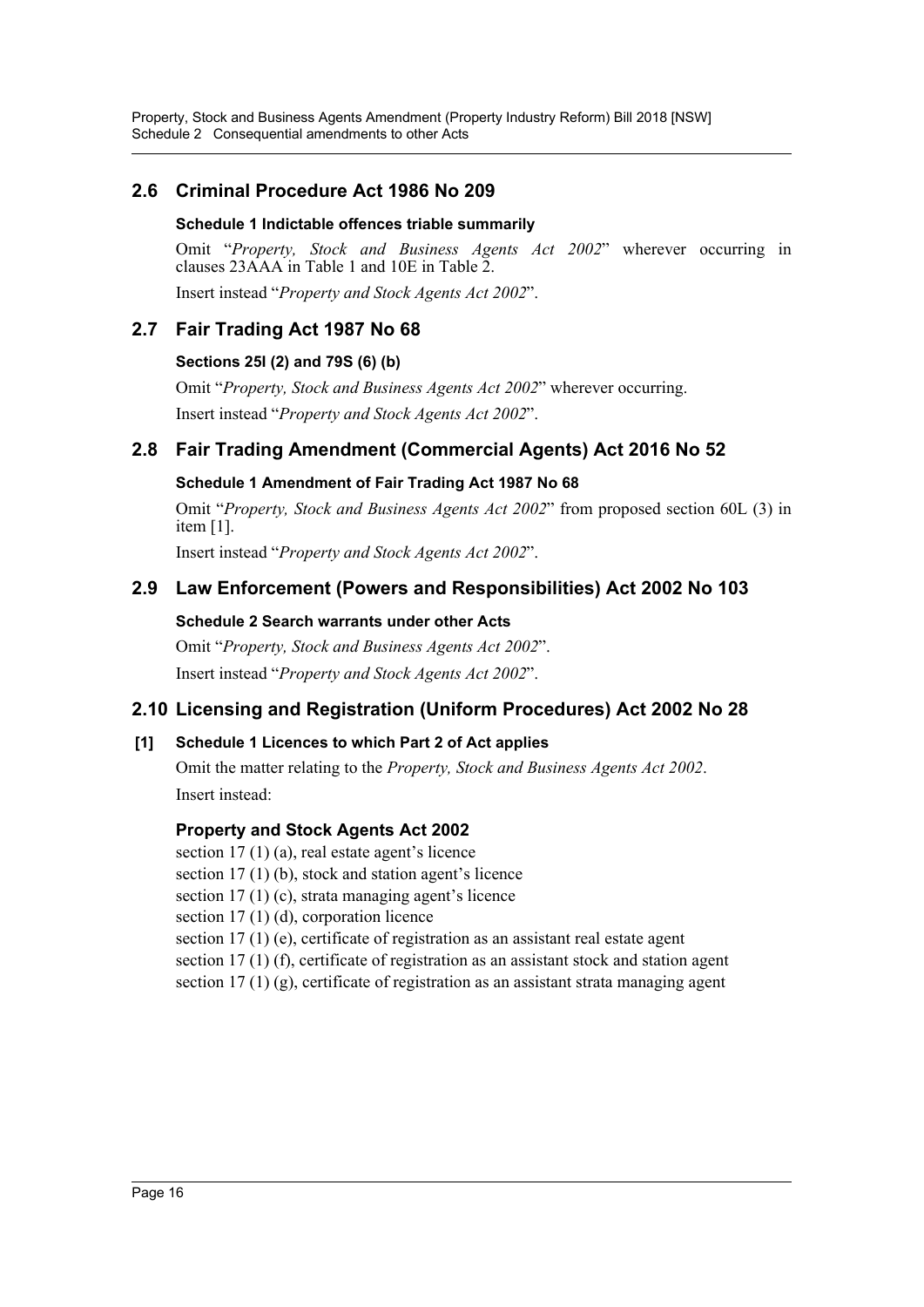## 2.6 Criminal Procedure Act 1986 No 209

### Schedule 1 Indictable offences triable summarily

Omit "*Property, Stock and Business Agents Act 2002*" wherever occurring in clauses 23AAA in Table 1 and 10E in Table 2.

Insert instead "*Property and Stock Agents Act 2002*".

## 2.7 Fair Trading Act 1987 No 68

### Sections 25I (2) and 79S (6) (b)

Omit "*Property, Stock and Business Agents Act 2002*" wherever occurring.

Insert instead "*Property and Stock Agents Act 2002*".

## 2.8 Fair Trading Amendment (Commercial Agents) Act 2016 No 52

### Schedule 1 Amendment of Fair Trading Act 1987 No 68

Omit "*Property, Stock and Business Agents Act 2002*" from proposed section 60L (3) in item [1].

Insert instead "*Property and Stock Agents Act 2002*".

## 2.9 Law Enforcement (Powers and Responsibilities) Act 2002 No 103

### Schedule 2 Search warrants under other Acts

Omit "*Property, Stock and Business Agents Act 2002*".

Insert instead "*Property and Stock Agents Act 2002*".

## 2.10 Licensing and Registration (Uniform Procedures) Act 2002 No 28

### [1] Schedule 1 Licences to which Part 2 of Act applies

Omit the matter relating to the *Property, Stock and Business Agents Act 2002*.

Insert instead:

#### Property and Stock Agents Act 2002

section 17 (1) (a), real estate agent's licence
section 17 (1) (b), stock and station agent's licence
section 17 (1) (c), strata managing agent's licence
section 17 (1) (d), corporation licence
section 17 (1) (e), certificate of registration as an assistant real estate agent
section 17 (1) (f), certificate of registration as an assistant stock and station agent
section 17 (1) (g), certificate of registration as an assistant strata managing agent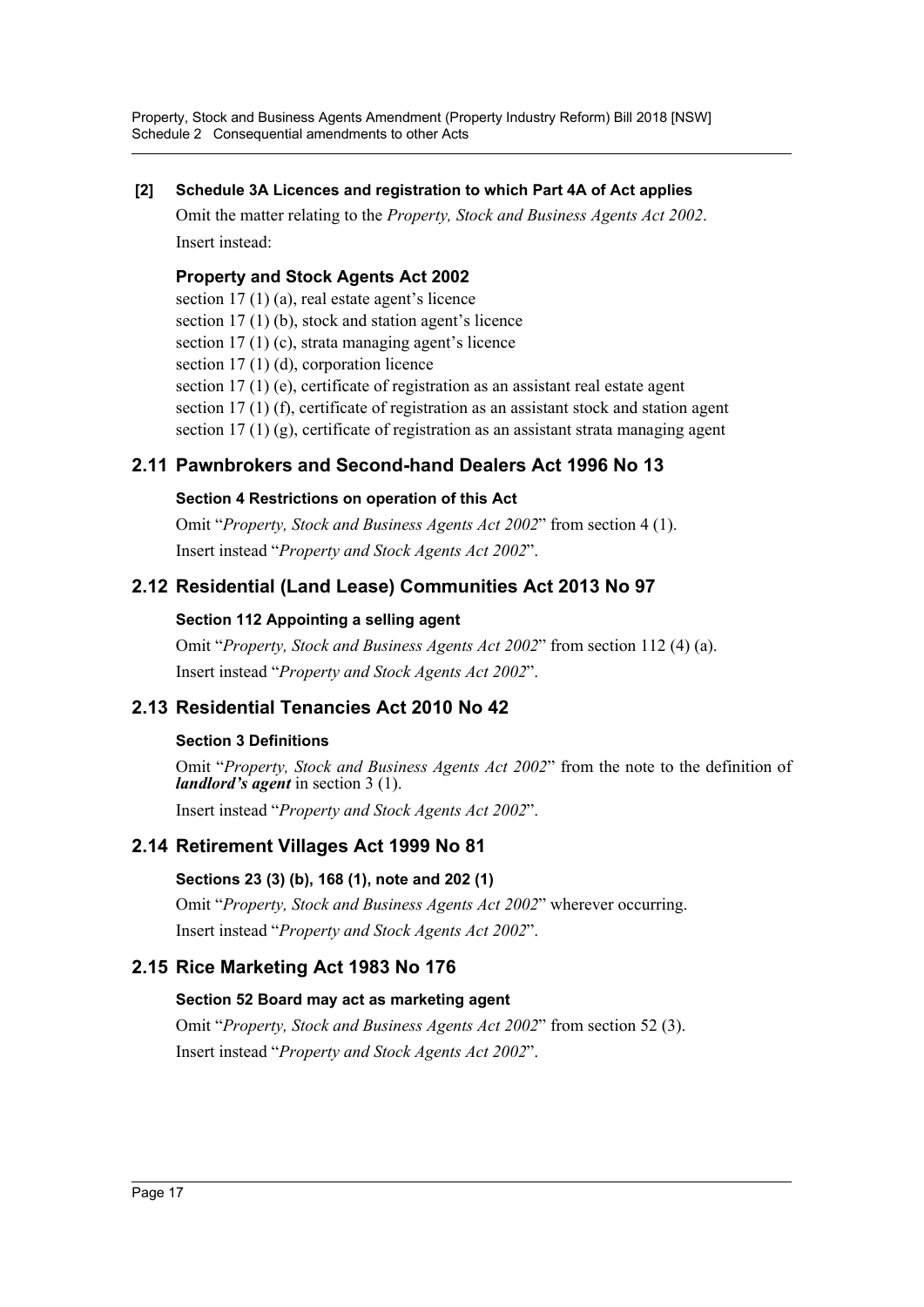**[2] Schedule 3A Licences and registration to which Part 4A of Act applies**

Omit the matter relating to the *Property, Stock and Business Agents Act 2002*.

Insert instead:

**Property and Stock Agents Act 2002**

section 17 (1) (a), real estate agent's licence
section 17 (1) (b), stock and station agent's licence
section 17 (1) (c), strata managing agent's licence
section 17 (1) (d), corporation licence
section 17 (1) (e), certificate of registration as an assistant real estate agent
section 17 (1) (f), certificate of registration as an assistant stock and station agent
section 17 (1) (g), certificate of registration as an assistant strata managing agent

## 2.11 Pawnbrokers and Second-hand Dealers Act 1996 No 13

### Section 4 Restrictions on operation of this Act

Omit "*Property, Stock and Business Agents Act 2002*" from section 4 (1).

Insert instead "*Property and Stock Agents Act 2002*".

## 2.12 Residential (Land Lease) Communities Act 2013 No 97

### Section 112 Appointing a selling agent

Omit "*Property, Stock and Business Agents Act 2002*" from section 112 (4) (a).

Insert instead "*Property and Stock Agents Act 2002*".

## 2.13 Residential Tenancies Act 2010 No 42

### Section 3 Definitions

Omit "*Property, Stock and Business Agents Act 2002*" from the note to the definition of ***landlord's agent*** in section 3 (1).

Insert instead "*Property and Stock Agents Act 2002*".

## 2.14 Retirement Villages Act 1999 No 81

### Sections 23 (3) (b), 168 (1), note and 202 (1)

Omit "*Property, Stock and Business Agents Act 2002*" wherever occurring.

Insert instead "*Property and Stock Agents Act 2002*".

## 2.15 Rice Marketing Act 1983 No 176

### Section 52 Board may act as marketing agent

Omit "*Property, Stock and Business Agents Act 2002*" from section 52 (3).

Insert instead "*Property and Stock Agents Act 2002*".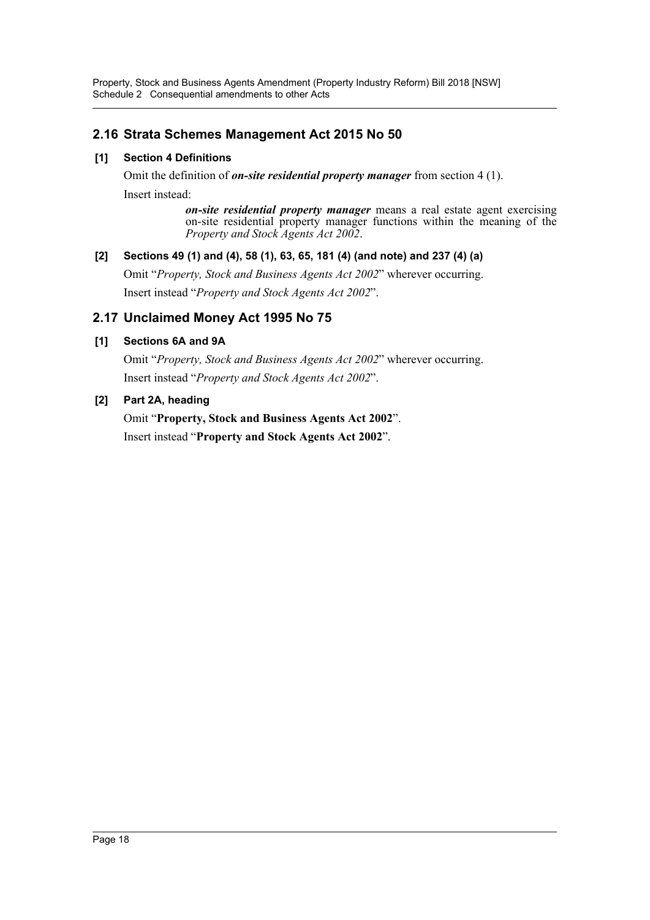## 2.16 Strata Schemes Management Act 2015 No 50

**[1] Section 4 Definitions**

Omit the definition of ***on-site residential property manager*** from section 4 (1).

Insert instead:

> ***on-site residential property manager*** means a real estate agent exercising on-site residential property manager functions within the meaning of the *Property and Stock Agents Act 2002*.

**[2] Sections 49 (1) and (4), 58 (1), 63, 65, 181 (4) (and note) and 237 (4) (a)**

Omit "*Property, Stock and Business Agents Act 2002*" wherever occurring.

Insert instead "*Property and Stock Agents Act 2002*".

## 2.17 Unclaimed Money Act 1995 No 75

**[1] Sections 6A and 9A**

Omit "*Property, Stock and Business Agents Act 2002*" wherever occurring.

Insert instead "*Property and Stock Agents Act 2002*".

**[2] Part 2A, heading**

Omit "**Property, Stock and Business Agents Act 2002**".

Insert instead "**Property and Stock Agents Act 2002**".